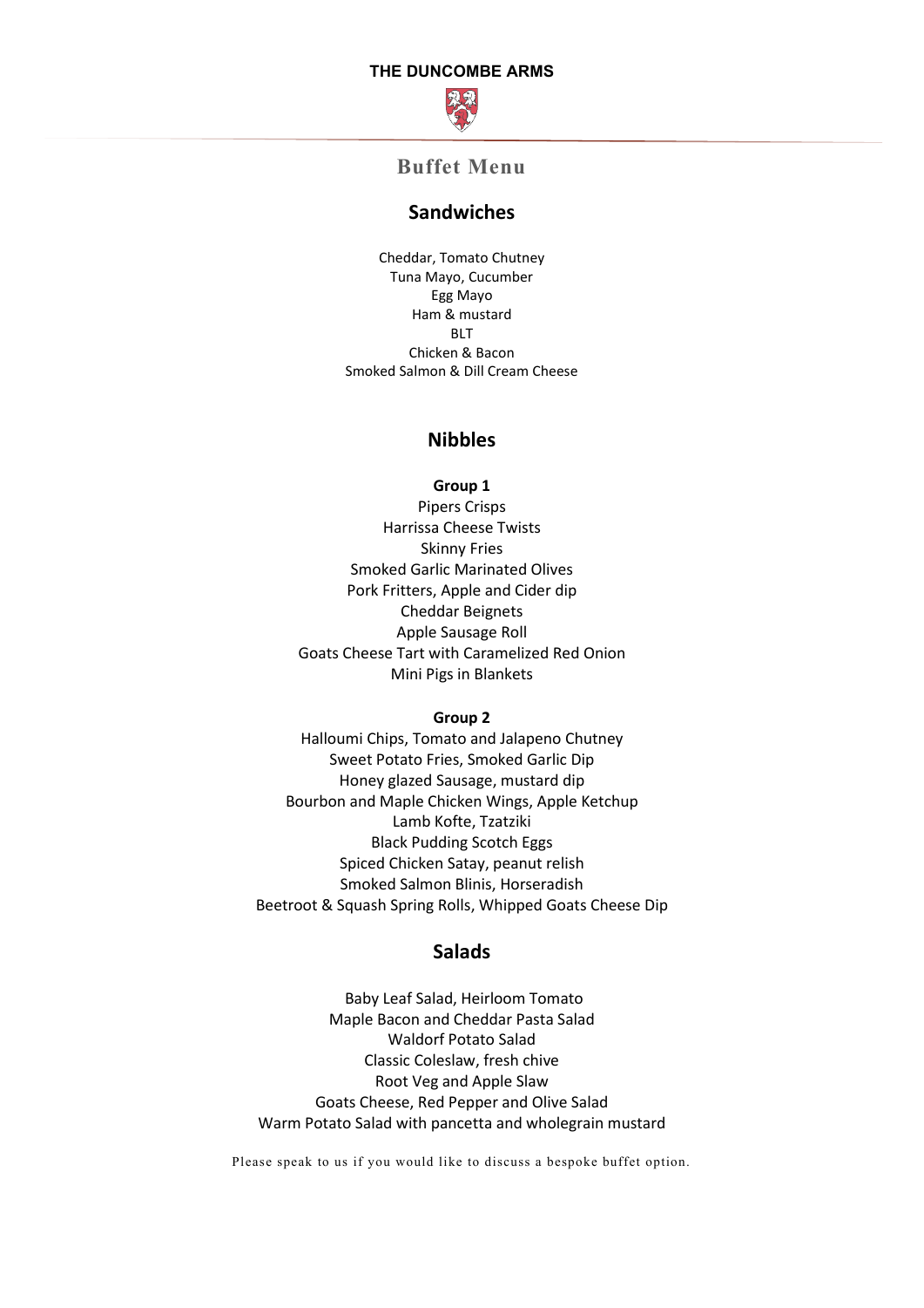**THE DUNCOMBE ARMS**

# Buffet Menu

## Sandwiches

Cheddar, Tomato Chutney
Tuna Mayo, Cucumber
Egg Mayo
Ham & mustard
BLT
Chicken & Bacon
Smoked Salmon & Dill Cream Cheese

## Nibbles

**Group 1**

Pipers Crisps
Harrissa Cheese Twists
Skinny Fries
Smoked Garlic Marinated Olives
Pork Fritters, Apple and Cider dip
Cheddar Beignets
Apple Sausage Roll
Goats Cheese Tart with Caramelized Red Onion
Mini Pigs in Blankets

**Group 2**

Halloumi Chips, Tomato and Jalapeno Chutney
Sweet Potato Fries, Smoked Garlic Dip
Honey glazed Sausage, mustard dip
Bourbon and Maple Chicken Wings, Apple Ketchup
Lamb Kofte, Tzatziki
Black Pudding Scotch Eggs
Spiced Chicken Satay, peanut relish
Smoked Salmon Blinis, Horseradish
Beetroot & Squash Spring Rolls, Whipped Goats Cheese Dip

## Salads

Baby Leaf Salad, Heirloom Tomato
Maple Bacon and Cheddar Pasta Salad
Waldorf Potato Salad
Classic Coleslaw, fresh chive
Root Veg and Apple Slaw
Goats Cheese, Red Pepper and Olive Salad
Warm Potato Salad with pancetta and wholegrain mustard

Please speak to us if you would like to discuss a bespoke buffet option.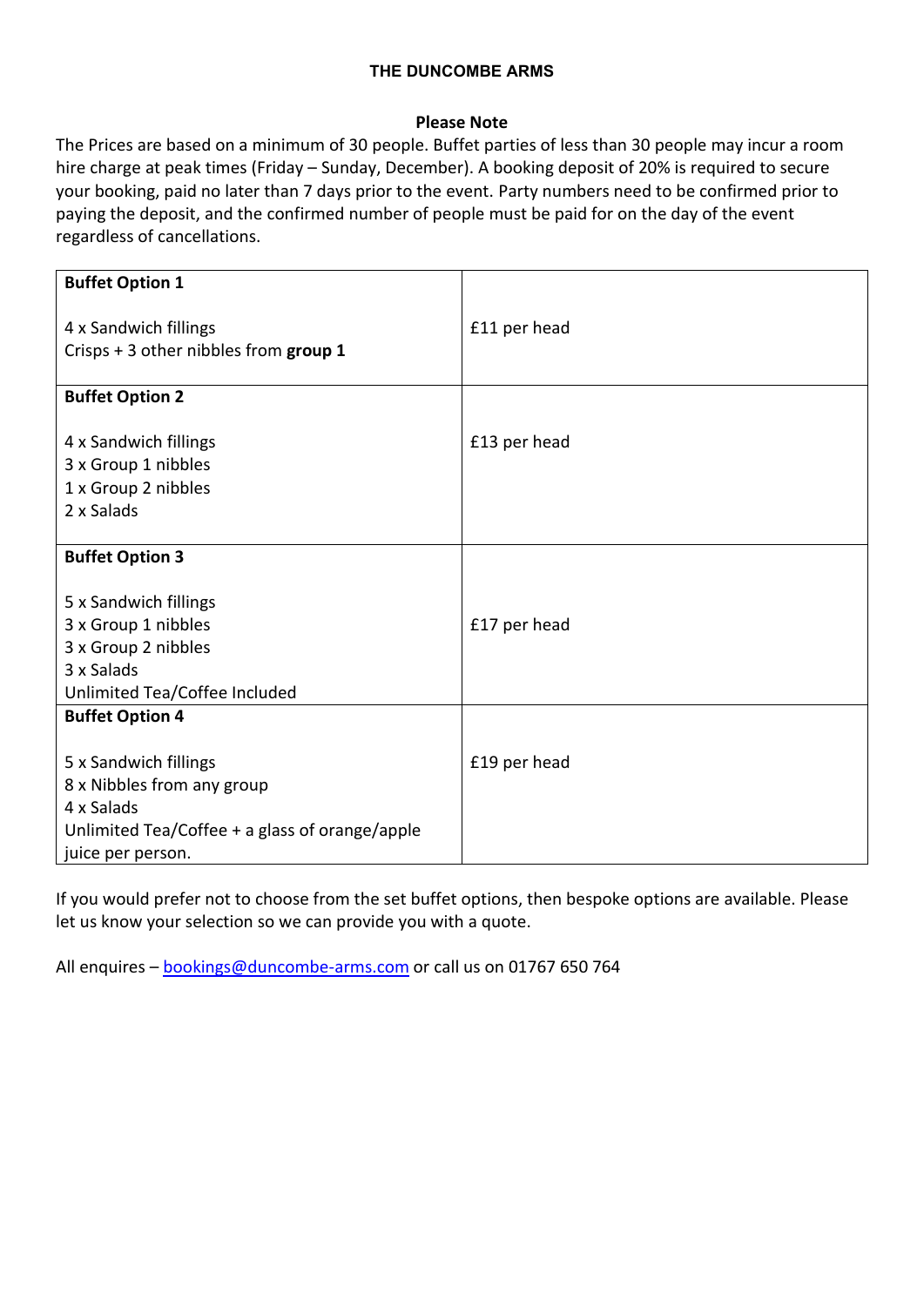**THE DUNCOMBE ARMS**

**Please Note**

The Prices are based on a minimum of 30 people. Buffet parties of less than 30 people may incur a room hire charge at peak times (Friday – Sunday, December). A booking deposit of 20% is required to secure your booking, paid no later than 7 days prior to the event. Party numbers need to be confirmed prior to paying the deposit, and the confirmed number of people must be paid for on the day of the event regardless of cancellations.

| | |
|---|---|
| **Buffet Option 1**<br><br>4 x Sandwich fillings<br>Crisps + 3 other nibbles from **group 1** | £11 per head |
| **Buffet Option 2**<br><br>4 x Sandwich fillings<br>3 x Group 1 nibbles<br>1 x Group 2 nibbles<br>2 x Salads | £13 per head |
| **Buffet Option 3**<br><br>5 x Sandwich fillings<br>3 x Group 1 nibbles<br>3 x Group 2 nibbles<br>3 x Salads<br>Unlimited Tea/Coffee Included | £17 per head |
| **Buffet Option 4**<br><br>5 x Sandwich fillings<br>8 x Nibbles from any group<br>4 x Salads<br>Unlimited Tea/Coffee + a glass of orange/apple juice per person. | £19 per head |

If you would prefer not to choose from the set buffet options, then bespoke options are available. Please let us know your selection so we can provide you with a quote.

All enquires – bookings@duncombe-arms.com or call us on 01767 650 764